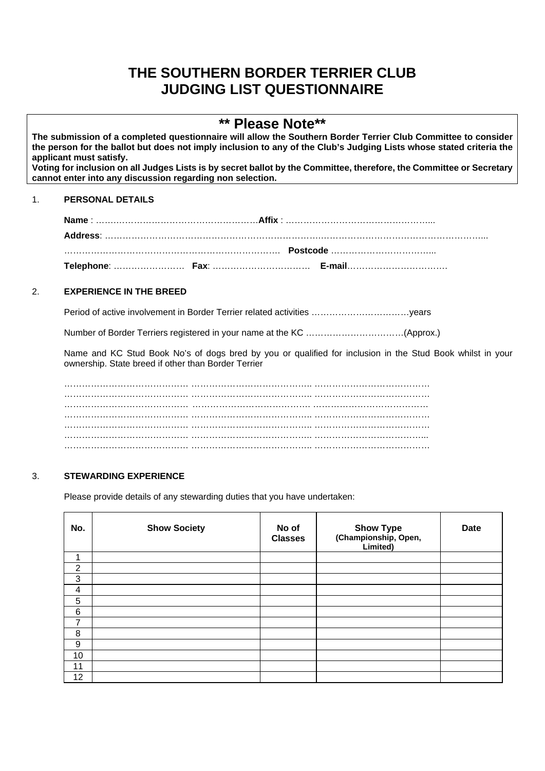# THE SOUTHERN BORDER TERRIER CLUB
# JUDGING LIST QUESTIONNAIRE

## ** Please Note**

**The submission of a completed questionnaire will allow the Southern Border Terrier Club Committee to consider the person for the ballot but does not imply inclusion to any of the Club's Judging Lists whose stated criteria the applicant must satisfy.**
**Voting for inclusion on all Judges Lists is by secret ballot by the Committee, therefore, the Committee or Secretary cannot enter into any discussion regarding non selection.**

1. **PERSONAL DETAILS**

**Name** : ………………………………………………**Affix** : …………………………………………...

**Address**: ……………………………………………………………………………………………………………...

……………………………………………………………… **Postcode** ……………………………...

**Telephone**: …………………… **Fax**: …………………………… **E-mail**…………………………….

2. **EXPERIENCE IN THE BREED**

Period of active involvement in Border Terrier related activities ……………………………years

Number of Border Terriers registered in your name at the KC …………………………….(Approx.)

Name and KC Stud Book No's of dogs bred by you or qualified for inclusion in the Stud Book whilst in your ownership. State breed if other than Border Terrier

…………………………………… ………………………………….. …………………………………
…………………………………… ………………………………….. …………………………………
…………………………………… ………………………………….. …………………………………
…………………………………… ………………………………….. …………………………………
…………………………………… ………………………………….. …………………………………
…………………………………… ………………………………….. …………………………………
…………………………………… ………………………………….. …………………………………

3. **STEWARDING EXPERIENCE**

Please provide details of any stewarding duties that you have undertaken:

| No. | Show Society | No of Classes | Show Type (Championship, Open, Limited) | Date |
|---|---|---|---|---|
| 1 | | | | |
| 2 | | | | |
| 3 | | | | |
| 4 | | | | |
| 5 | | | | |
| 6 | | | | |
| 7 | | | | |
| 8 | | | | |
| 9 | | | | |
| 10 | | | | |
| 11 | | | | |
| 12 | | | | |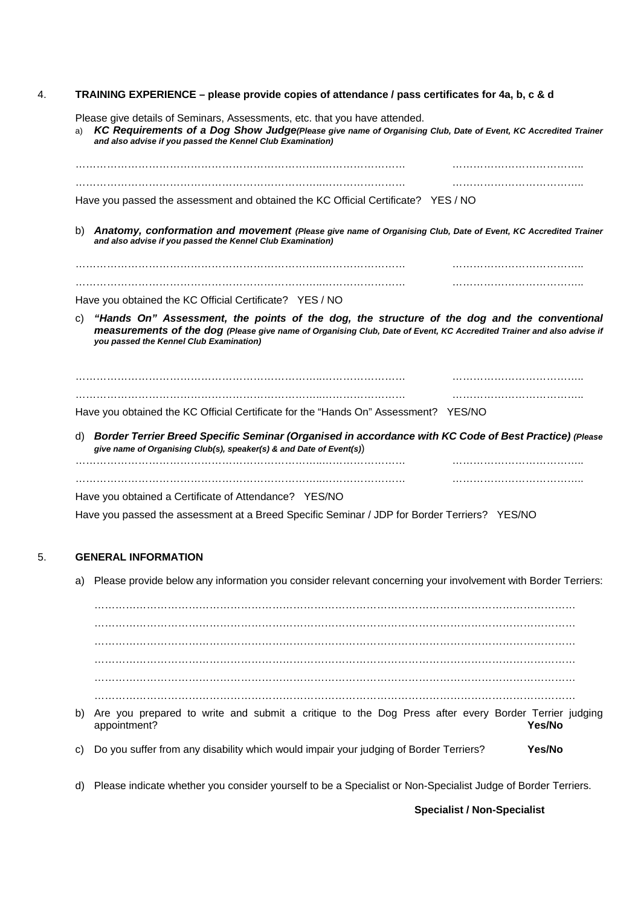## 4. TRAINING EXPERIENCE – please provide copies of attendance / pass certificates for 4a, b, c & d

Please give details of Seminars, Assessments, etc. that you have attended.

a) ***KC Requirements of a Dog Show Judge*** ***(Please give name of Organising Club, Date of Event, KC Accredited Trainer and also advise if you passed the Kennel Club Examination)***

……………………………………………………………………………………………… ………………………………..

……………………………………………………………………………………………… ………………………………..

Have you passed the assessment and obtained the KC Official Certificate? YES / NO

b) ***Anatomy, conformation and movement*** ***(Please give name of Organising Club, Date of Event, KC Accredited Trainer and also advise if you passed the Kennel Club Examination)***

……………………………………………………………………………………………… ………………………………..

……………………………………………………………………………………………… ………………………………..

Have you obtained the KC Official Certificate? YES / NO

c) ***"Hands On" Assessment, the points of the dog, the structure of the dog and the conventional measurements of the dog*** ***(Please give name of Organising Club, Date of Event, KC Accredited Trainer and also advise if you passed the Kennel Club Examination)***

……………………………………………………………………………………………… ………………………………..

……………………………………………………………………………………………… ………………………………..

Have you obtained the KC Official Certificate for the "Hands On" Assessment? YES/NO

d) ***Border Terrier Breed Specific Seminar (Organised in accordance with KC Code of Best Practice)*** ***(Please give name of Organising Club(s), speaker(s) & and Date of Event(s))***

……………………………………………………………………………………………… ………………………………..

……………………………………………………………………………………………… ………………………………..

Have you obtained a Certificate of Attendance? YES/NO

Have you passed the assessment at a Breed Specific Seminar / JDP for Border Terriers? YES/NO

## 5. GENERAL INFORMATION

a) Please provide below any information you consider relevant concerning your involvement with Border Terriers:

………………………………………………………………………………………………………………………

………………………………………………………………………………………………………………………

………………………………………………………………………………………………………………………

………………………………………………………………………………………………………………………

………………………………………………………………………………………………………………………

………………………………………………………………………………………………………………………

b) Are you prepared to write and submit a critique to the Dog Press after every Border Terrier judging appointment? **Yes/No**

c) Do you suffer from any disability which would impair your judging of Border Terriers? **Yes/No**

d) Please indicate whether you consider yourself to be a Specialist or Non-Specialist Judge of Border Terriers.

**Specialist / Non-Specialist**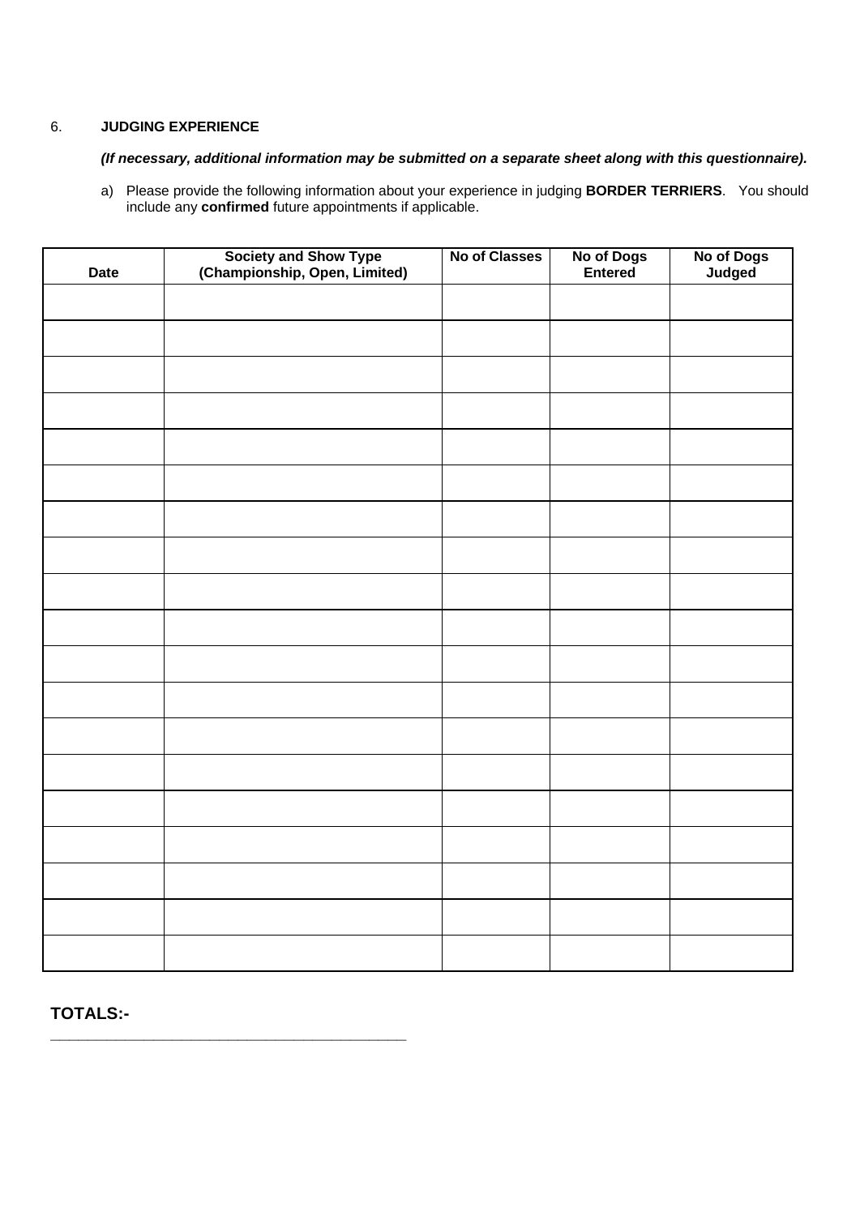6. **JUDGING EXPERIENCE**

***(If necessary, additional information may be submitted on a separate sheet along with this questionnaire).***

a) Please provide the following information about your experience in judging **BORDER TERRIERS**. You should include any **confirmed** future appointments if applicable.

| Date | Society and Show Type (Championship, Open, Limited) | No of Classes | No of Dogs Entered | No of Dogs Judged |
|---|---|---|---|---|
| | | | | |
| | | | | |
| | | | | |
| | | | | |
| | | | | |
| | | | | |
| | | | | |
| | | | | |
| | | | | |
| | | | | |
| | | | | |
| | | | | |
| | | | | |
| | | | | |
| | | | | |
| | | | | |
| | | | | |
| | | | | |
| | | | | |

**TOTALS:-** ___________________________________________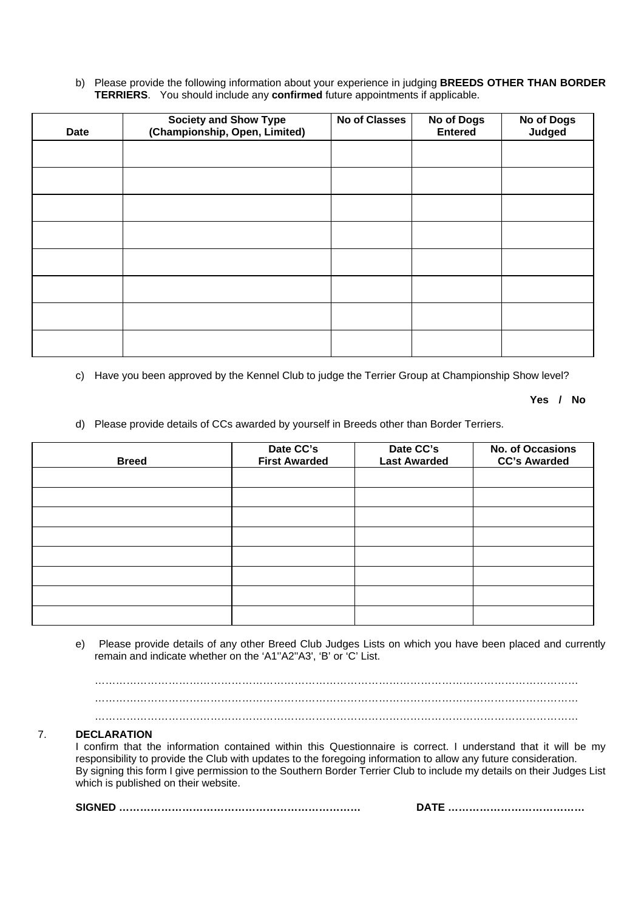b) Please provide the following information about your experience in judging **BREEDS OTHER THAN BORDER TERRIERS**. You should include any **confirmed** future appointments if applicable.

| Date | Society and Show Type (Championship, Open, Limited) | No of Classes | No of Dogs Entered | No of Dogs Judged |
|---|---|---|---|---|
| | | | | |
| | | | | |
| | | | | |
| | | | | |
| | | | | |
| | | | | |
| | | | | |
| | | | | |

c) Have you been approved by the Kennel Club to judge the Terrier Group at Championship Show level?

**Yes / No**

d) Please provide details of CCs awarded by yourself in Breeds other than Border Terriers.

| Breed | Date CC's First Awarded | Date CC's Last Awarded | No. of Occasions CC's Awarded |
|---|---|---|---|
| | | | |
| | | | |
| | | | |
| | | | |
| | | | |
| | | | |
| | | | |
| | | | |

e) Please provide details of any other Breed Club Judges Lists on which you have been placed and currently remain and indicate whether on the 'A1''A2''A3', 'B' or 'C' List.

……………………………………………………………………………………………………………………
……………………………………………………………………………………………………………………
……………………………………………………………………………………………………………………

7. **DECLARATION**

I confirm that the information contained within this Questionnaire is correct. I understand that it will be my responsibility to provide the Club with updates to the foregoing information to allow any future consideration.
By signing this form I give permission to the Southern Border Terrier Club to include my details on their Judges List which is published on their website.

**SIGNED ……………………………………………………………** **DATE …………………………………**